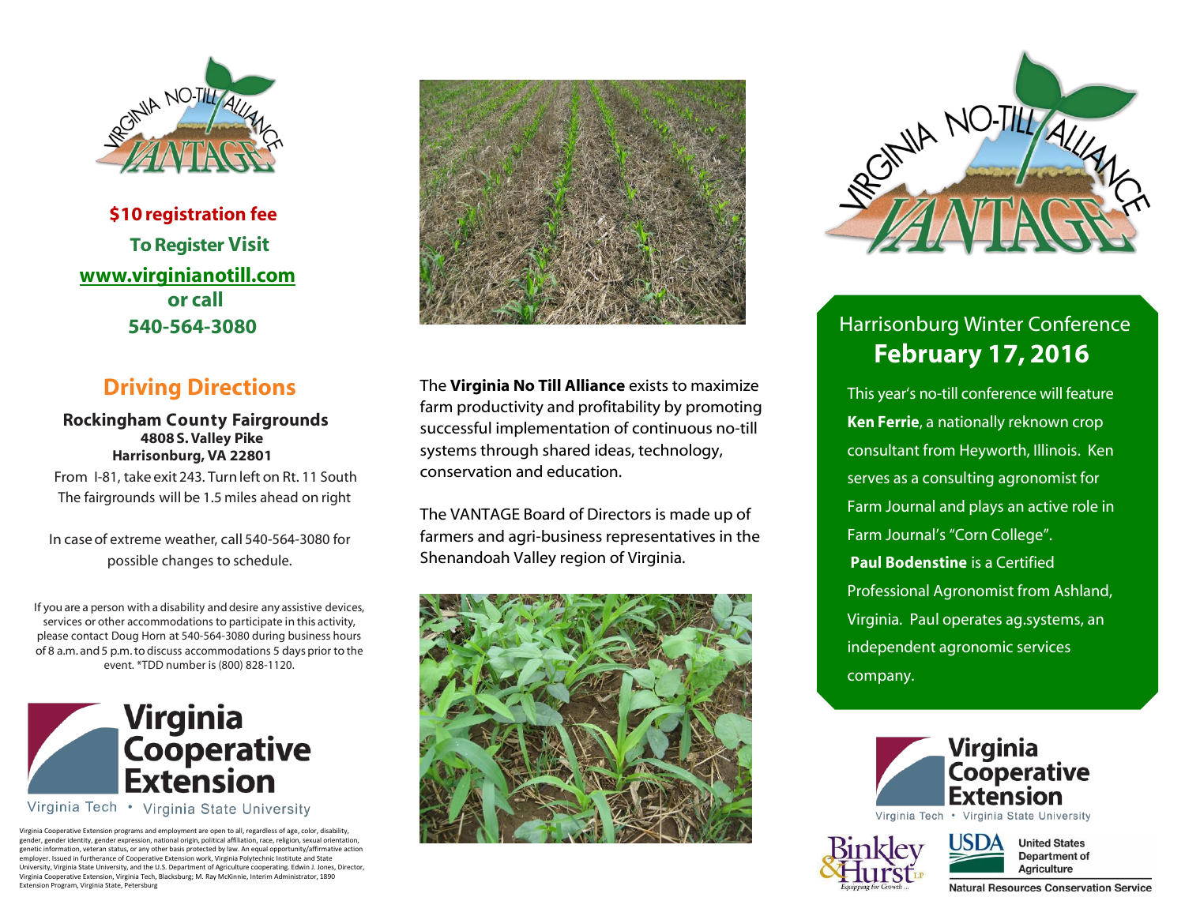VIRGINIA NO-TILL ALLIANCE VANTAGE

**$10 registration fee**

**To Register Visit**

**www.virginianotill.com**

**or call**

**540-564-3080**

## Driving Directions

**Rockingham County Fairgrounds**
**4808 S. Valley Pike**
**Harrisonburg, VA 22801**

From I-81, take exit 243. Turn left on Rt. 11 South
The fairgrounds will be 1.5 miles ahead on right

In case of extreme weather, call 540-564-3080 for possible changes to schedule.

If you are a person with a disability and desire any assistive devices, services or other accommodations to participate in this activity, please contact Doug Horn at 540-564-3080 during business hours of 8 a.m. and 5 p.m. to discuss accommodations 5 days prior to the event. *TDD number is (800) 828-1120.

Virginia Cooperative Extension
Virginia Tech • Virginia State University

Virginia Cooperative Extension programs and employment are open to all, regardless of age, color, disability, gender, gender identity, gender expression, national origin, political affiliation, race, religion, sexual orientation, genetic information, veteran status, or any other basis protected by law. An equal opportunity/affirmative action employer. Issued in furtherance of Cooperative Extension work, Virginia Polytechnic Institute and State University, Virginia State University, and the U.S. Department of Agriculture cooperating. Edwin J. Jones, Director, Virginia Cooperative Extension, Virginia Tech, Blacksburg; M. Ray McKinnie, Interim Administrator, 1890 Extension Program, Virginia State, Petersburg

The **Virginia No Till Alliance** exists to maximize farm productivity and profitability by promoting successful implementation of continuous no-till systems through shared ideas, technology, conservation and education.

The VANTAGE Board of Directors is made up of farmers and agri-business representatives in the Shenandoah Valley region of Virginia.

VIRGINIA NO-TILL ALLIANCE VANTAGE

## Harrisonburg Winter Conference
## February 17, 2016

This year's no-till conference will feature **Ken Ferrie**, a nationally reknown crop consultant from Heyworth, Illinois. Ken serves as a consulting agronomist for Farm Journal and plays an active role in Farm Journal's "Corn College".
**Paul Bodenstine** is a Certified Professional Agronomist from Ashland, Virginia. Paul operates ag.systems, an independent agronomic services company.

Virginia Cooperative Extension
Virginia Tech • Virginia State University

Binkley & Hurst LP — Equipping for Growth ...

USDA United States Department of Agriculture
Natural Resources Conservation Service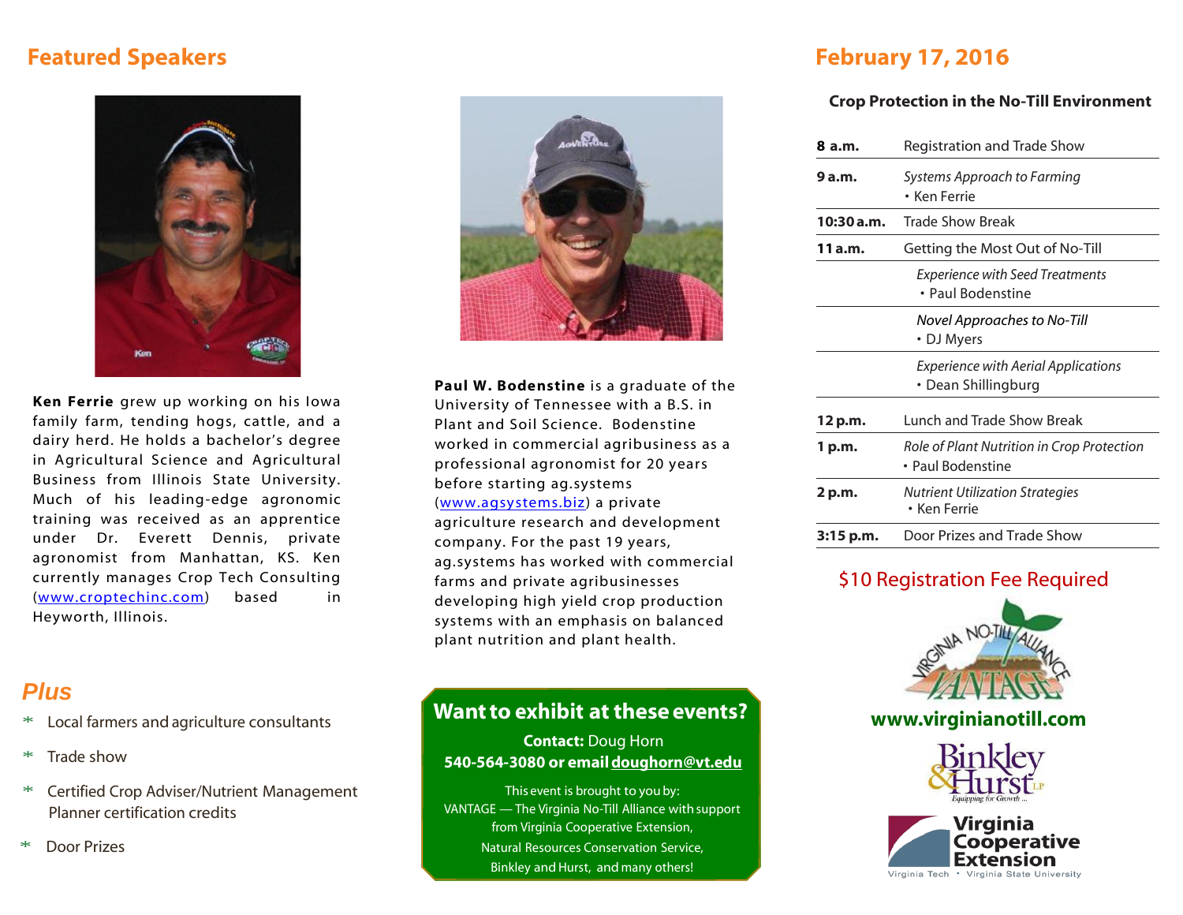## Featured Speakers

**Ken Ferrie** grew up working on his Iowa family farm, tending hogs, cattle, and a dairy herd. He holds a bachelor's degree in Agricultural Science and Agricultural Business from Illinois State University. Much of his leading-edge agronomic training was received as an apprentice under Dr. Everett Dennis, private agronomist from Manhattan, KS. Ken currently manages Crop Tech Consulting (www.croptechinc.com) based in Heyworth, Illinois.

**Paul W. Bodenstine** is a graduate of the University of Tennessee with a B.S. in Plant and Soil Science. Bodenstine worked in commercial agribusiness as a professional agronomist for 20 years before starting ag.systems (www.agsystems.biz) a private agriculture research and development company. For the past 19 years, ag.systems has worked with commercial farms and private agribusinesses developing high yield crop production systems with an emphasis on balanced plant nutrition and plant health.

## *Plus*

- Local farmers and agriculture consultants
- Trade show
- Certified Crop Adviser/Nutrient Management Planner certification credits
- Door Prizes

## Want to exhibit at these events?

**Contact:** Doug Horn
**540-564-3080 or email doughorn@vt.edu**

This event is brought to you by:
VANTAGE — The Virginia No-Till Alliance with support from Virginia Cooperative Extension, Natural Resources Conservation Service, Binkley and Hurst, and many others!

## February 17, 2016

### Crop Protection in the No-Till Environment

| | |
|---|---|
| **8 a.m.** | Registration and Trade Show |
| **9 a.m.** | *Systems Approach to Farming* • Ken Ferrie |
| **10:30 a.m.** | Trade Show Break |
| **11 a.m.** | Getting the Most Out of No-Till |
| | *Experience with Seed Treatments* • Paul Bodenstine |
| | *Novel Approaches to No-Till* • DJ Myers |
| | *Experience with Aerial Applications* • Dean Shillingburg |
| **12 p.m.** | Lunch and Trade Show Break |
| **1 p.m.** | *Role of Plant Nutrition in Crop Protection* • Paul Bodenstine |
| **2 p.m.** | *Nutrient Utilization Strategies* • Ken Ferrie |
| **3:15 p.m.** | Door Prizes and Trade Show |

**$10 Registration Fee Required**

Virginia No-Till Alliance VANTAGE

**www.virginianotill.com**

Binkley & Hurst LP — Equipping for Growth ...

Virginia Cooperative Extension
Virginia Tech • Virginia State University